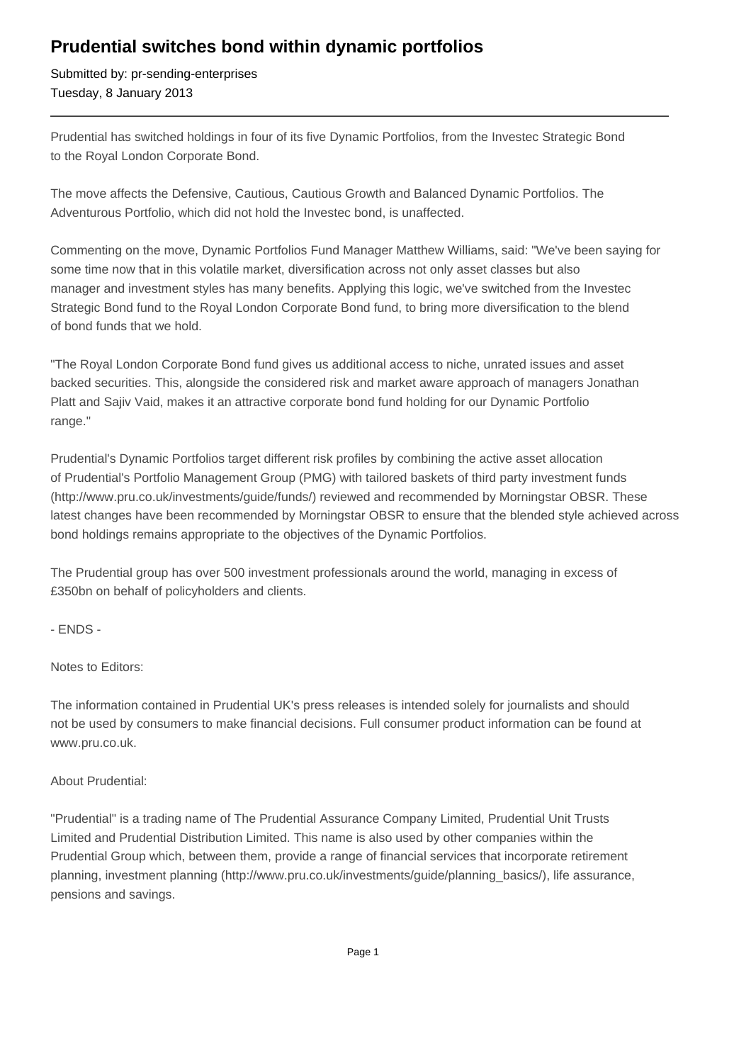# Prudential switches bond within dynamic portfolios

Submitted by: pr-sending-enterprises
Tuesday, 8 January 2013

---

Prudential has switched holdings in four of its five Dynamic Portfolios, from the Investec Strategic Bond to the Royal London Corporate Bond.

The move affects the Defensive, Cautious, Cautious Growth and Balanced Dynamic Portfolios. The Adventurous Portfolio, which did not hold the Investec bond, is unaffected.

Commenting on the move, Dynamic Portfolios Fund Manager Matthew Williams, said: "We've been saying for some time now that in this volatile market, diversification across not only asset classes but also manager and investment styles has many benefits. Applying this logic, we've switched from the Investec Strategic Bond fund to the Royal London Corporate Bond fund, to bring more diversification to the blend of bond funds that we hold.

"The Royal London Corporate Bond fund gives us additional access to niche, unrated issues and asset backed securities. This, alongside the considered risk and market aware approach of managers Jonathan Platt and Sajiv Vaid, makes it an attractive corporate bond fund holding for our Dynamic Portfolio range."

Prudential's Dynamic Portfolios target different risk profiles by combining the active asset allocation of Prudential's Portfolio Management Group (PMG) with tailored baskets of third party investment funds (http://www.pru.co.uk/investments/guide/funds/) reviewed and recommended by Morningstar OBSR. These latest changes have been recommended by Morningstar OBSR to ensure that the blended style achieved across bond holdings remains appropriate to the objectives of the Dynamic Portfolios.

The Prudential group has over 500 investment professionals around the world, managing in excess of £350bn on behalf of policyholders and clients.

- ENDS -

Notes to Editors:

The information contained in Prudential UK's press releases is intended solely for journalists and should not be used by consumers to make financial decisions. Full consumer product information can be found at www.pru.co.uk.

About Prudential:

"Prudential" is a trading name of The Prudential Assurance Company Limited, Prudential Unit Trusts Limited and Prudential Distribution Limited. This name is also used by other companies within the Prudential Group which, between them, provide a range of financial services that incorporate retirement planning, investment planning (http://www.pru.co.uk/investments/guide/planning_basics/), life assurance, pensions and savings.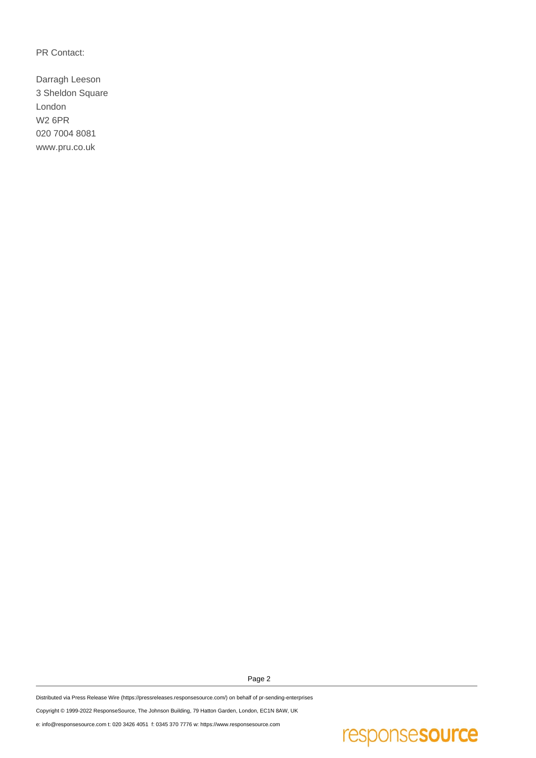PR Contact:

Darragh Leeson
3 Sheldon Square
London
W2 6PR
020 7004 8081
www.pru.co.uk

Distributed via Press Release Wire (https://pressreleases.responsesource.com/) on behalf of pr-sending-enterprises

Copyright © 1999-2022 ResponseSource, The Johnson Building, 79 Hatton Garden, London, EC1N 8AW, UK

e: info@responsesource.com t: 020 3426 4051 f: 0345 370 7776 w: https://www.responsesource.com